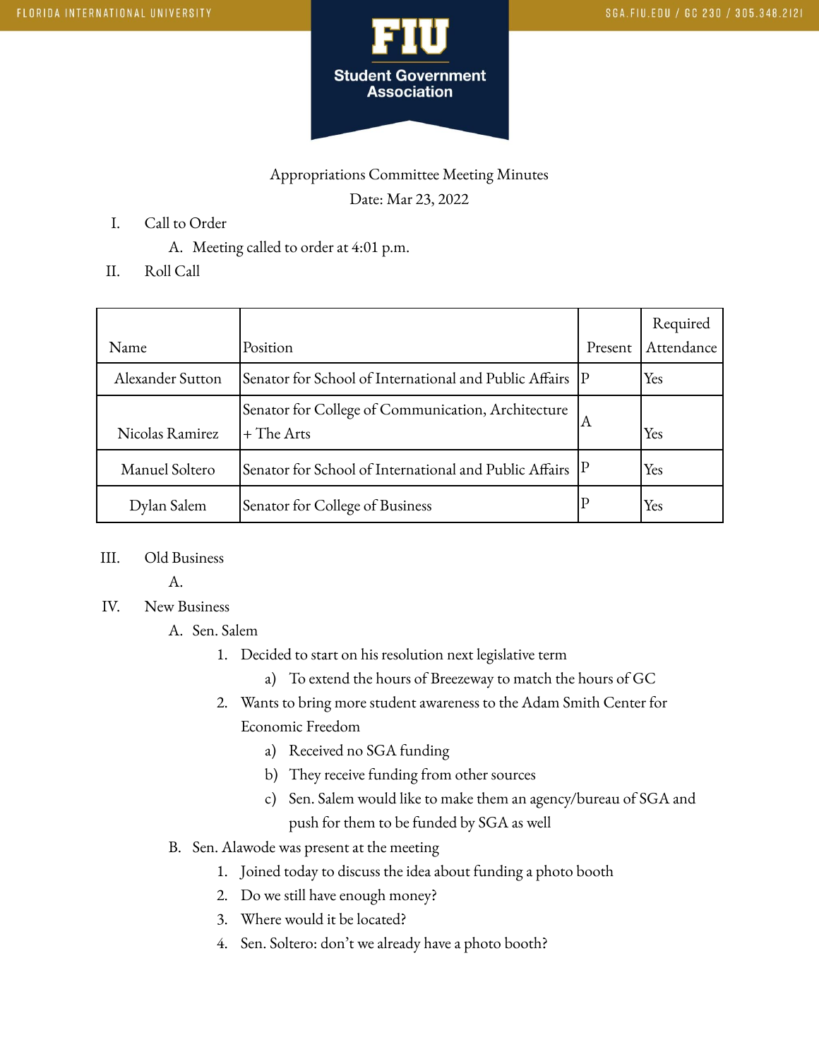Appropriations Committee Meeting Minutes

Date: Mar 23, 2022

I. Call to Order
   A. Meeting called to order at 4:01 p.m.

II. Roll Call

| Name | Position | Present | Required Attendance |
|---|---|---|---|
| Alexander Sutton | Senator for School of International and Public Affairs | P | Yes |
| Nicolas Ramirez | Senator for College of Communication, Architecture + The Arts | A | Yes |
| Manuel Soltero | Senator for School of International and Public Affairs | P | Yes |
| Dylan Salem | Senator for College of Business | P | Yes |

III. Old Business
   A.

IV. New Business
   A. Sen. Salem
      1. Decided to start on his resolution next legislative term
         a) To extend the hours of Breezeway to match the hours of GC
      2. Wants to bring more student awareness to the Adam Smith Center for Economic Freedom
         a) Received no SGA funding
         b) They receive funding from other sources
         c) Sen. Salem would like to make them an agency/bureau of SGA and push for them to be funded by SGA as well
   B. Sen. Alawode was present at the meeting
      1. Joined today to discuss the idea about funding a photo booth
      2. Do we still have enough money?
      3. Where would it be located?
      4. Sen. Soltero: don't we already have a photo booth?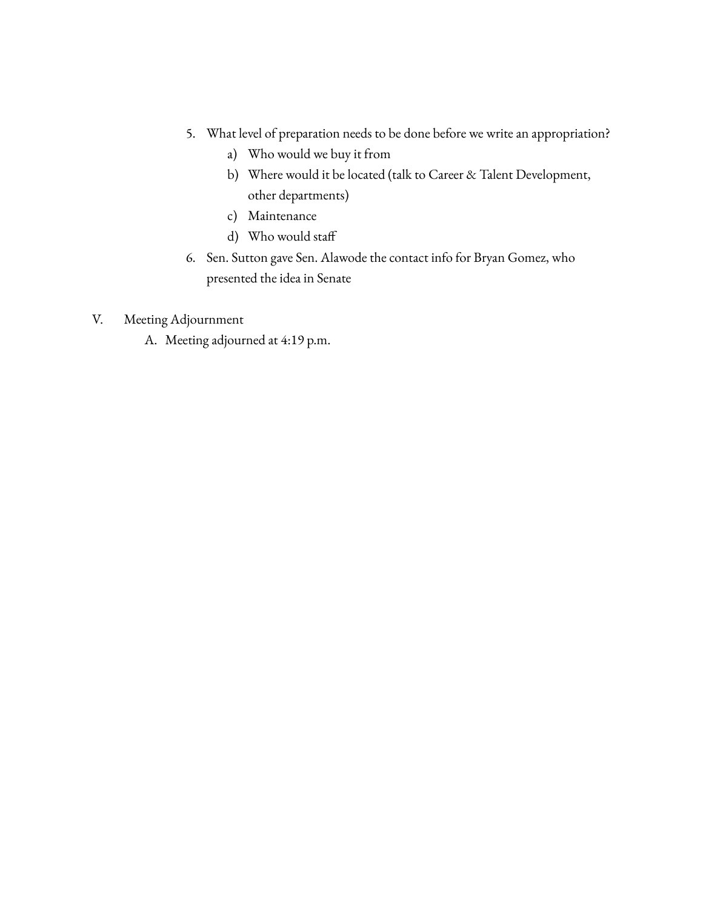5. What level of preparation needs to be done before we write an appropriation?
    a) Who would we buy it from
    b) Where would it be located (talk to Career & Talent Development, other departments)
    c) Maintenance
    d) Who would staff
6. Sen. Sutton gave Sen. Alawode the contact info for Bryan Gomez, who presented the idea in Senate

V. Meeting Adjournment

A. Meeting adjourned at 4:19 p.m.